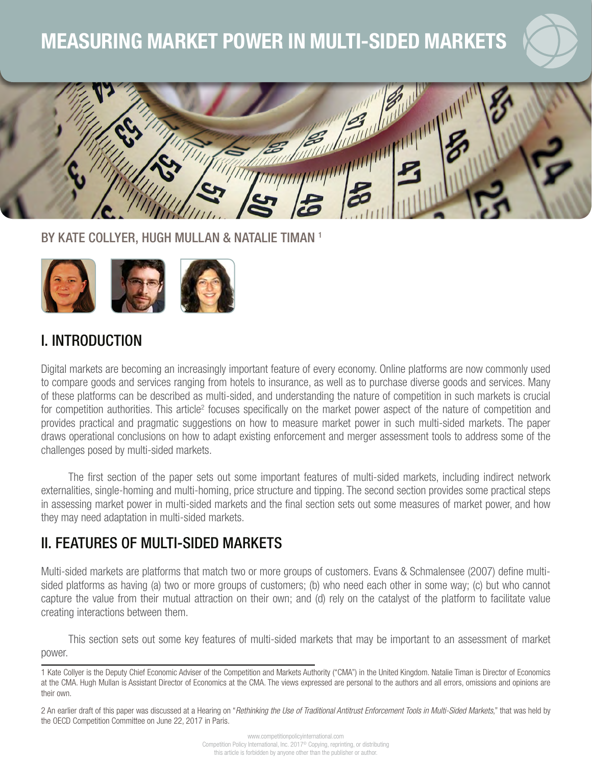# MEASURING MARKET POWER IN MULTI-SIDED MARKETS

BY KATE COLLYER, HUGH MULLAN & NATALIE TIMAN [1]

## I. INTRODUCTION

Digital markets are becoming an increasingly important feature of every economy. Online platforms are now commonly used to compare goods and services ranging from hotels to insurance, as well as to purchase diverse goods and services. Many of these platforms can be described as multi-sided, and understanding the nature of competition in such markets is crucial for competition authorities. This article[2] focuses specifically on the market power aspect of the nature of competition and provides practical and pragmatic suggestions on how to measure market power in such multi-sided markets. The paper draws operational conclusions on how to adapt existing enforcement and merger assessment tools to address some of the challenges posed by multi-sided markets.

The first section of the paper sets out some important features of multi-sided markets, including indirect network externalities, single-homing and multi-homing, price structure and tipping. The second section provides some practical steps in assessing market power in multi-sided markets and the final section sets out some measures of market power, and how they may need adaptation in multi-sided markets.

## II. FEATURES OF MULTI-SIDED MARKETS

Multi-sided markets are platforms that match two or more groups of customers. Evans & Schmalensee (2007) define multi-sided platforms as having (a) two or more groups of customers; (b) who need each other in some way; (c) but who cannot capture the value from their mutual attraction on their own; and (d) rely on the catalyst of the platform to facilitate value creating interactions between them.

This section sets out some key features of multi-sided markets that may be important to an assessment of market power.

---

1 Kate Collyer is the Deputy Chief Economic Adviser of the Competition and Markets Authority ("CMA") in the United Kingdom. Natalie Timan is Director of Economics at the CMA. Hugh Mullan is Assistant Director of Economics at the CMA. The views expressed are personal to the authors and all errors, omissions and opinions are their own.

2 An earlier draft of this paper was discussed at a Hearing on "*Rethinking the Use of Traditional Antitrust Enforcement Tools in Multi-Sided Markets*," that was held by the OECD Competition Committee on June 22, 2017 in Paris.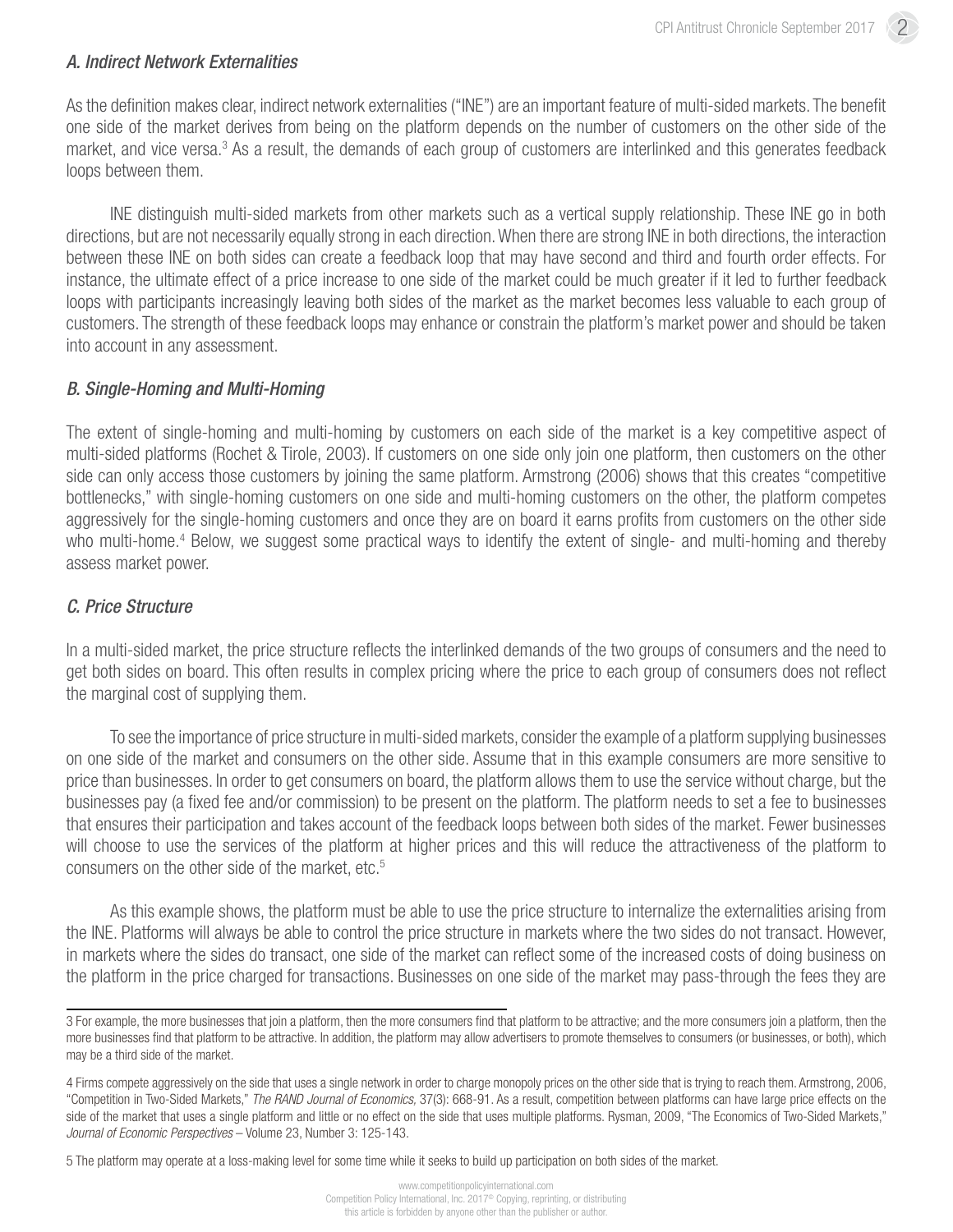### *A. Indirect Network Externalities*

As the definition makes clear, indirect network externalities ("INE") are an important feature of multi-sided markets. The benefit one side of the market derives from being on the platform depends on the number of customers on the other side of the market, and vice versa.[3] As a result, the demands of each group of customers are interlinked and this generates feedback loops between them.

INE distinguish multi-sided markets from other markets such as a vertical supply relationship. These INE go in both directions, but are not necessarily equally strong in each direction. When there are strong INE in both directions, the interaction between these INE on both sides can create a feedback loop that may have second and third and fourth order effects. For instance, the ultimate effect of a price increase to one side of the market could be much greater if it led to further feedback loops with participants increasingly leaving both sides of the market as the market becomes less valuable to each group of customers. The strength of these feedback loops may enhance or constrain the platform's market power and should be taken into account in any assessment.

### *B. Single-Homing and Multi-Homing*

The extent of single-homing and multi-homing by customers on each side of the market is a key competitive aspect of multi-sided platforms (Rochet & Tirole, 2003). If customers on one side only join one platform, then customers on the other side can only access those customers by joining the same platform. Armstrong (2006) shows that this creates "competitive bottlenecks," with single-homing customers on one side and multi-homing customers on the other, the platform competes aggressively for the single-homing customers and once they are on board it earns profits from customers on the other side who multi-home.[4] Below, we suggest some practical ways to identify the extent of single- and multi-homing and thereby assess market power.

### *C. Price Structure*

In a multi-sided market, the price structure reflects the interlinked demands of the two groups of consumers and the need to get both sides on board. This often results in complex pricing where the price to each group of consumers does not reflect the marginal cost of supplying them.

To see the importance of price structure in multi-sided markets, consider the example of a platform supplying businesses on one side of the market and consumers on the other side. Assume that in this example consumers are more sensitive to price than businesses. In order to get consumers on board, the platform allows them to use the service without charge, but the businesses pay (a fixed fee and/or commission) to be present on the platform. The platform needs to set a fee to businesses that ensures their participation and takes account of the feedback loops between both sides of the market. Fewer businesses will choose to use the services of the platform at higher prices and this will reduce the attractiveness of the platform to consumers on the other side of the market, etc.[5]

As this example shows, the platform must be able to use the price structure to internalize the externalities arising from the INE. Platforms will always be able to control the price structure in markets where the two sides do not transact. However, in markets where the sides do transact, one side of the market can reflect some of the increased costs of doing business on the platform in the price charged for transactions. Businesses on one side of the market may pass-through the fees they are

---

3 For example, the more businesses that join a platform, then the more consumers find that platform to be attractive; and the more consumers join a platform, then the more businesses find that platform to be attractive. In addition, the platform may allow advertisers to promote themselves to consumers (or businesses, or both), which may be a third side of the market.

4 Firms compete aggressively on the side that uses a single network in order to charge monopoly prices on the other side that is trying to reach them. Armstrong, 2006, "Competition in Two-Sided Markets," *The RAND Journal of Economics,* 37(3): 668-91. As a result, competition between platforms can have large price effects on the side of the market that uses a single platform and little or no effect on the side that uses multiple platforms. Rysman, 2009, "The Economics of Two-Sided Markets," *Journal of Economic Perspectives* – Volume 23, Number 3: 125-143.

5 The platform may operate at a loss-making level for some time while it seeks to build up participation on both sides of the market.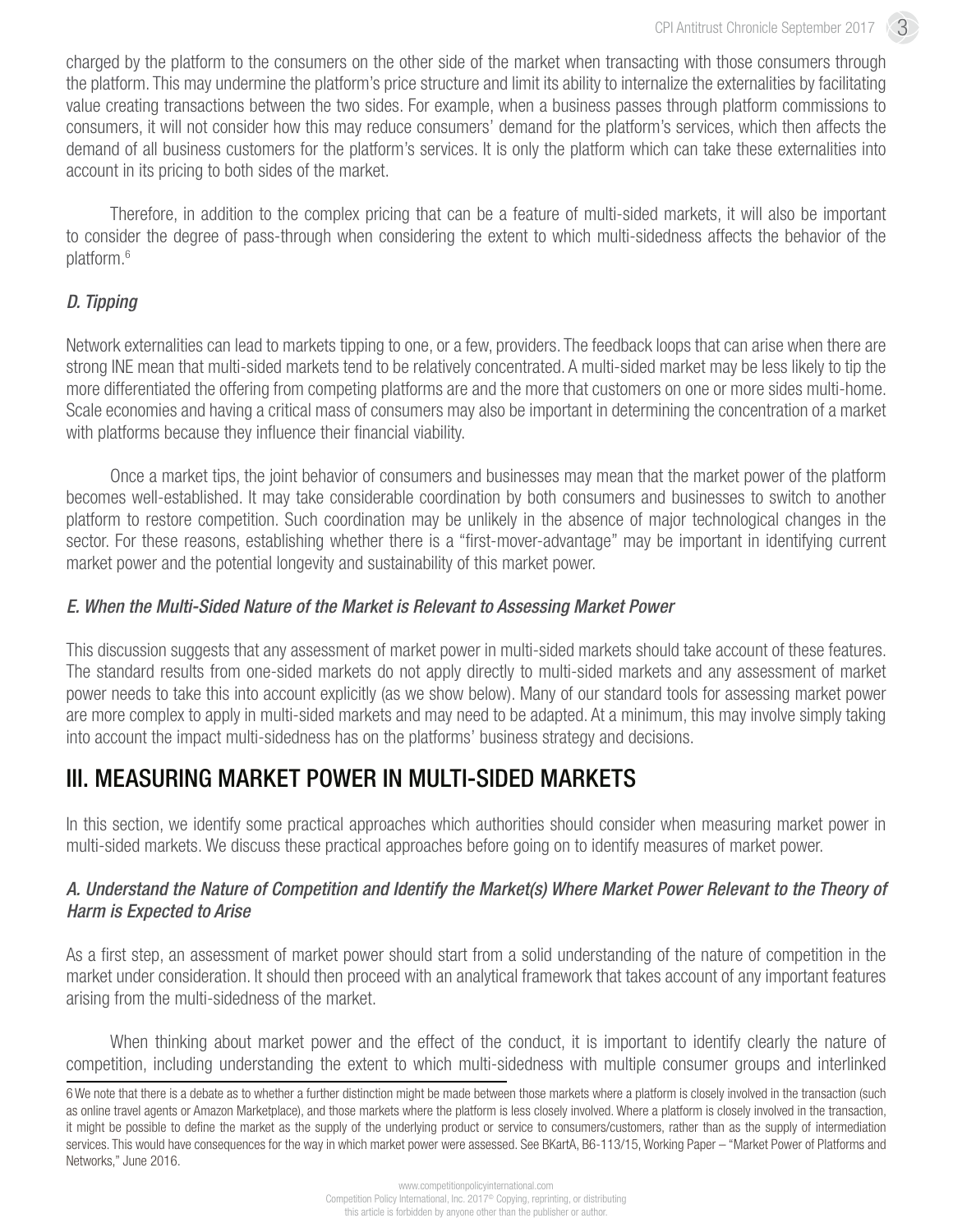charged by the platform to the consumers on the other side of the market when transacting with those consumers through the platform. This may undermine the platform's price structure and limit its ability to internalize the externalities by facilitating value creating transactions between the two sides. For example, when a business passes through platform commissions to consumers, it will not consider how this may reduce consumers' demand for the platform's services, which then affects the demand of all business customers for the platform's services. It is only the platform which can take these externalities into account in its pricing to both sides of the market.

Therefore, in addition to the complex pricing that can be a feature of multi-sided markets, it will also be important to consider the degree of pass-through when considering the extent to which multi-sidedness affects the behavior of the platform.[6]

### *D. Tipping*

Network externalities can lead to markets tipping to one, or a few, providers. The feedback loops that can arise when there are strong INE mean that multi-sided markets tend to be relatively concentrated. A multi-sided market may be less likely to tip the more differentiated the offering from competing platforms are and the more that customers on one or more sides multi-home. Scale economies and having a critical mass of consumers may also be important in determining the concentration of a market with platforms because they influence their financial viability.

Once a market tips, the joint behavior of consumers and businesses may mean that the market power of the platform becomes well-established. It may take considerable coordination by both consumers and businesses to switch to another platform to restore competition. Such coordination may be unlikely in the absence of major technological changes in the sector. For these reasons, establishing whether there is a "first-mover-advantage" may be important in identifying current market power and the potential longevity and sustainability of this market power.

### *E. When the Multi-Sided Nature of the Market is Relevant to Assessing Market Power*

This discussion suggests that any assessment of market power in multi-sided markets should take account of these features. The standard results from one-sided markets do not apply directly to multi-sided markets and any assessment of market power needs to take this into account explicitly (as we show below). Many of our standard tools for assessing market power are more complex to apply in multi-sided markets and may need to be adapted. At a minimum, this may involve simply taking into account the impact multi-sidedness has on the platforms' business strategy and decisions.

## III. MEASURING MARKET POWER IN MULTI-SIDED MARKETS

In this section, we identify some practical approaches which authorities should consider when measuring market power in multi-sided markets. We discuss these practical approaches before going on to identify measures of market power.

### *A. Understand the Nature of Competition and Identify the Market(s) Where Market Power Relevant to the Theory of Harm is Expected to Arise*

As a first step, an assessment of market power should start from a solid understanding of the nature of competition in the market under consideration. It should then proceed with an analytical framework that takes account of any important features arising from the multi-sidedness of the market.

When thinking about market power and the effect of the conduct, it is important to identify clearly the nature of competition, including understanding the extent to which multi-sidedness with multiple consumer groups and interlinked

---

6 We note that there is a debate as to whether a further distinction might be made between those markets where a platform is closely involved in the transaction (such as online travel agents or Amazon Marketplace), and those markets where the platform is less closely involved. Where a platform is closely involved in the transaction, it might be possible to define the market as the supply of the underlying product or service to consumers/customers, rather than as the supply of intermediation services. This would have consequences for the way in which market power were assessed. See BKartA, B6-113/15, Working Paper – "Market Power of Platforms and Networks," June 2016.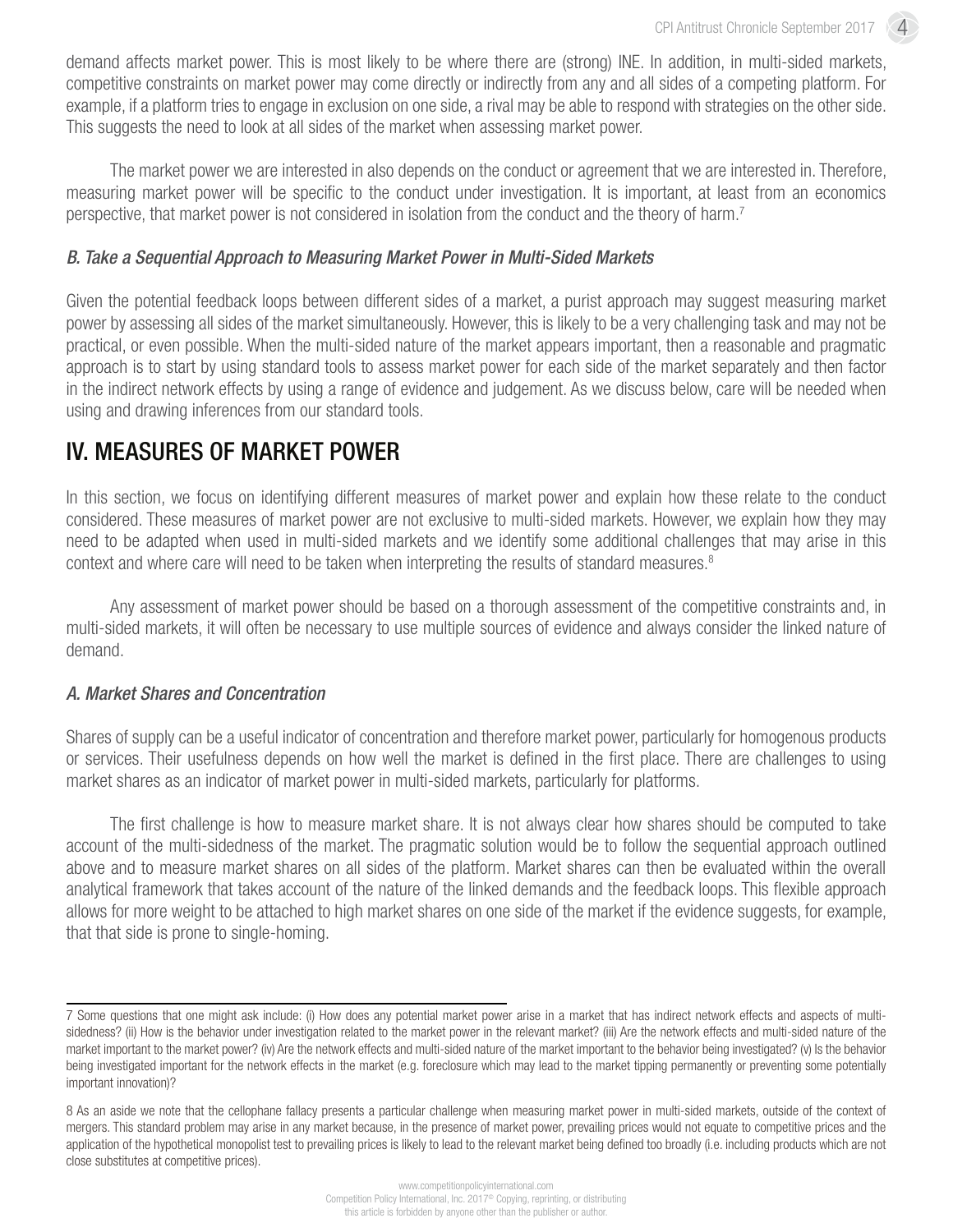demand affects market power. This is most likely to be where there are (strong) INE. In addition, in multi-sided markets, competitive constraints on market power may come directly or indirectly from any and all sides of a competing platform. For example, if a platform tries to engage in exclusion on one side, a rival may be able to respond with strategies on the other side. This suggests the need to look at all sides of the market when assessing market power.

The market power we are interested in also depends on the conduct or agreement that we are interested in. Therefore, measuring market power will be specific to the conduct under investigation. It is important, at least from an economics perspective, that market power is not considered in isolation from the conduct and the theory of harm.[7]

### *B. Take a Sequential Approach to Measuring Market Power in Multi-Sided Markets*

Given the potential feedback loops between different sides of a market, a purist approach may suggest measuring market power by assessing all sides of the market simultaneously. However, this is likely to be a very challenging task and may not be practical, or even possible. When the multi-sided nature of the market appears important, then a reasonable and pragmatic approach is to start by using standard tools to assess market power for each side of the market separately and then factor in the indirect network effects by using a range of evidence and judgement. As we discuss below, care will be needed when using and drawing inferences from our standard tools.

## IV. MEASURES OF MARKET POWER

In this section, we focus on identifying different measures of market power and explain how these relate to the conduct considered. These measures of market power are not exclusive to multi-sided markets. However, we explain how they may need to be adapted when used in multi-sided markets and we identify some additional challenges that may arise in this context and where care will need to be taken when interpreting the results of standard measures.[8]

Any assessment of market power should be based on a thorough assessment of the competitive constraints and, in multi-sided markets, it will often be necessary to use multiple sources of evidence and always consider the linked nature of demand.

### *A. Market Shares and Concentration*

Shares of supply can be a useful indicator of concentration and therefore market power, particularly for homogenous products or services. Their usefulness depends on how well the market is defined in the first place. There are challenges to using market shares as an indicator of market power in multi-sided markets, particularly for platforms.

The first challenge is how to measure market share. It is not always clear how shares should be computed to take account of the multi-sidedness of the market. The pragmatic solution would be to follow the sequential approach outlined above and to measure market shares on all sides of the platform. Market shares can then be evaluated within the overall analytical framework that takes account of the nature of the linked demands and the feedback loops. This flexible approach allows for more weight to be attached to high market shares on one side of the market if the evidence suggests, for example, that that side is prone to single-homing.

---

7 Some questions that one might ask include: (i) How does any potential market power arise in a market that has indirect network effects and aspects of multi-sidedness? (ii) How is the behavior under investigation related to the market power in the relevant market? (iii) Are the network effects and multi-sided nature of the market important to the market power? (iv) Are the network effects and multi-sided nature of the market important to the behavior being investigated? (v) Is the behavior being investigated important for the network effects in the market (e.g. foreclosure which may lead to the market tipping permanently or preventing some potentially important innovation)?

8 As an aside we note that the cellophane fallacy presents a particular challenge when measuring market power in multi-sided markets, outside of the context of mergers. This standard problem may arise in any market because, in the presence of market power, prevailing prices would not equate to competitive prices and the application of the hypothetical monopolist test to prevailing prices is likely to lead to the relevant market being defined too broadly (i.e. including products which are not close substitutes at competitive prices).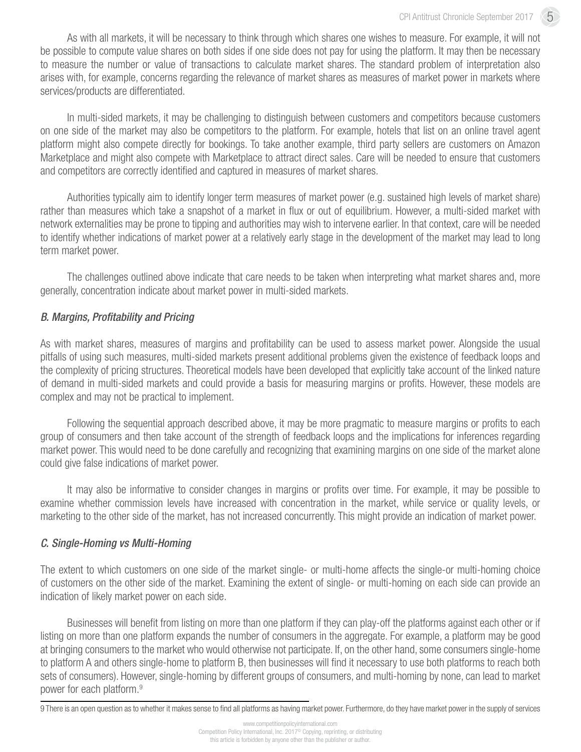As with all markets, it will be necessary to think through which shares one wishes to measure. For example, it will not be possible to compute value shares on both sides if one side does not pay for using the platform. It may then be necessary to measure the number or value of transactions to calculate market shares. The standard problem of interpretation also arises with, for example, concerns regarding the relevance of market shares as measures of market power in markets where services/products are differentiated.

In multi-sided markets, it may be challenging to distinguish between customers and competitors because customers on one side of the market may also be competitors to the platform. For example, hotels that list on an online travel agent platform might also compete directly for bookings. To take another example, third party sellers are customers on Amazon Marketplace and might also compete with Marketplace to attract direct sales. Care will be needed to ensure that customers and competitors are correctly identified and captured in measures of market shares.

Authorities typically aim to identify longer term measures of market power (e.g. sustained high levels of market share) rather than measures which take a snapshot of a market in flux or out of equilibrium. However, a multi-sided market with network externalities may be prone to tipping and authorities may wish to intervene earlier. In that context, care will be needed to identify whether indications of market power at a relatively early stage in the development of the market may lead to long term market power.

The challenges outlined above indicate that care needs to be taken when interpreting what market shares and, more generally, concentration indicate about market power in multi-sided markets.

### *B. Margins, Profitability and Pricing*

As with market shares, measures of margins and profitability can be used to assess market power. Alongside the usual pitfalls of using such measures, multi-sided markets present additional problems given the existence of feedback loops and the complexity of pricing structures. Theoretical models have been developed that explicitly take account of the linked nature of demand in multi-sided markets and could provide a basis for measuring margins or profits. However, these models are complex and may not be practical to implement.

Following the sequential approach described above, it may be more pragmatic to measure margins or profits to each group of consumers and then take account of the strength of feedback loops and the implications for inferences regarding market power. This would need to be done carefully and recognizing that examining margins on one side of the market alone could give false indications of market power.

It may also be informative to consider changes in margins or profits over time. For example, it may be possible to examine whether commission levels have increased with concentration in the market, while service or quality levels, or marketing to the other side of the market, has not increased concurrently. This might provide an indication of market power.

### *C. Single-Homing vs Multi-Homing*

The extent to which customers on one side of the market single- or multi-home affects the single-or multi-homing choice of customers on the other side of the market. Examining the extent of single- or multi-homing on each side can provide an indication of likely market power on each side.

Businesses will benefit from listing on more than one platform if they can play-off the platforms against each other or if listing on more than one platform expands the number of consumers in the aggregate. For example, a platform may be good at bringing consumers to the market who would otherwise not participate. If, on the other hand, some consumers single-home to platform A and others single-home to platform B, then businesses will find it necessary to use both platforms to reach both sets of consumers). However, single-homing by different groups of consumers, and multi-homing by none, can lead to market power for each platform.[9]

9 There is an open question as to whether it makes sense to find all platforms as having market power. Furthermore, do they have market power in the supply of services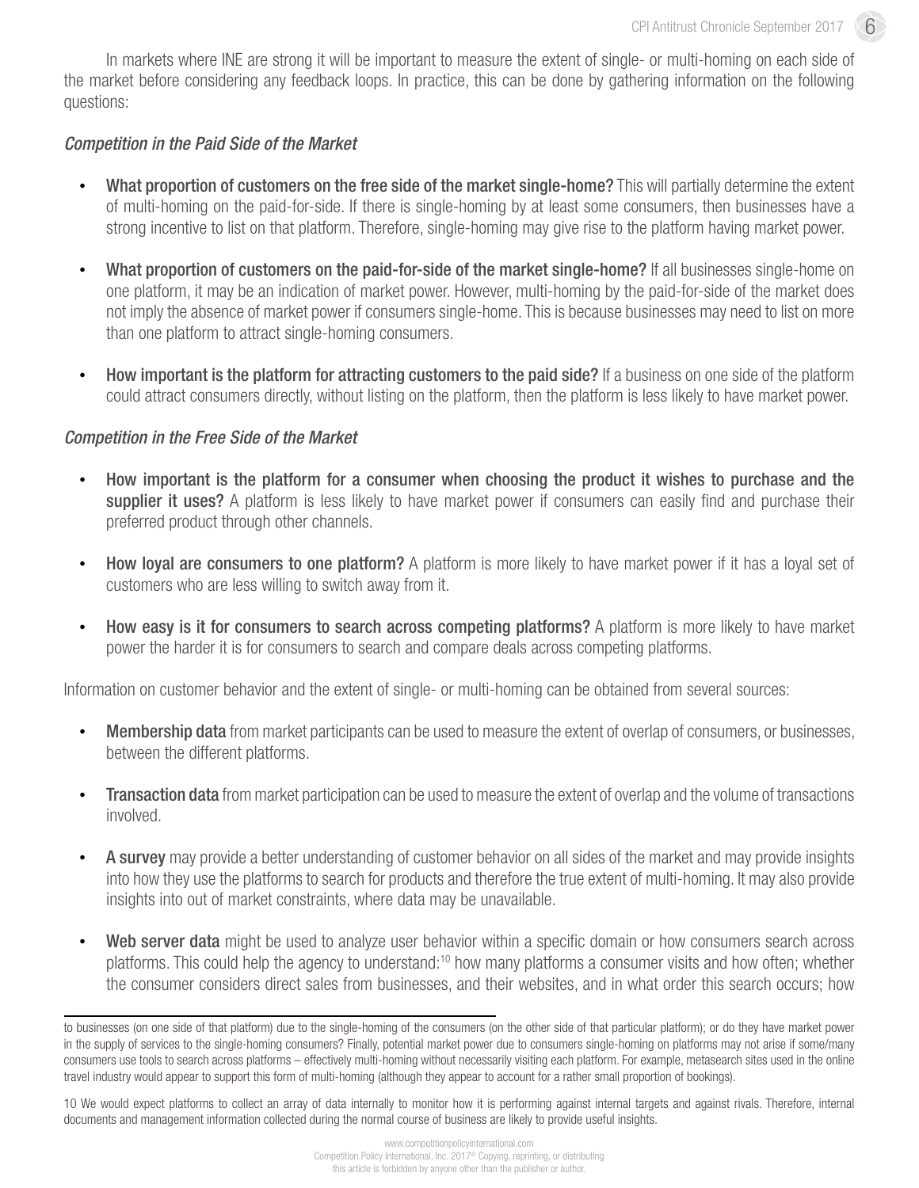In markets where INE are strong it will be important to measure the extent of single- or multi-homing on each side of the market before considering any feedback loops. In practice, this can be done by gathering information on the following questions:

*Competition in the Paid Side of the Market*

- **What proportion of customers on the free side of the market single-home?** This will partially determine the extent of multi-homing on the paid-for-side. If there is single-homing by at least some consumers, then businesses have a strong incentive to list on that platform. Therefore, single-homing may give rise to the platform having market power.

- **What proportion of customers on the paid-for-side of the market single-home?** If all businesses single-home on one platform, it may be an indication of market power. However, multi-homing by the paid-for-side of the market does not imply the absence of market power if consumers single-home. This is because businesses may need to list on more than one platform to attract single-homing consumers.

- **How important is the platform for attracting customers to the paid side?** If a business on one side of the platform could attract consumers directly, without listing on the platform, then the platform is less likely to have market power.

*Competition in the Free Side of the Market*

- **How important is the platform for a consumer when choosing the product it wishes to purchase and the supplier it uses?** A platform is less likely to have market power if consumers can easily find and purchase their preferred product through other channels.

- **How loyal are consumers to one platform?** A platform is more likely to have market power if it has a loyal set of customers who are less willing to switch away from it.

- **How easy is it for consumers to search across competing platforms?** A platform is more likely to have market power the harder it is for consumers to search and compare deals across competing platforms.

Information on customer behavior and the extent of single- or multi-homing can be obtained from several sources:

- **Membership data** from market participants can be used to measure the extent of overlap of consumers, or businesses, between the different platforms.

- **Transaction data** from market participation can be used to measure the extent of overlap and the volume of transactions involved.

- **A survey** may provide a better understanding of customer behavior on all sides of the market and may provide insights into how they use the platforms to search for products and therefore the true extent of multi-homing. It may also provide insights into out of market constraints, where data may be unavailable.

- **Web server data** might be used to analyze user behavior within a specific domain or how consumers search across platforms. This could help the agency to understand:[10] how many platforms a consumer visits and how often; whether the consumer considers direct sales from businesses, and their websites, and in what order this search occurs; how

---

to businesses (on one side of that platform) due to the single-homing of the consumers (on the other side of that particular platform); or do they have market power in the supply of services to the single-homing consumers? Finally, potential market power due to consumers single-homing on platforms may not arise if some/many consumers use tools to search across platforms – effectively multi-homing without necessarily visiting each platform. For example, metasearch sites used in the online travel industry would appear to support this form of multi-homing (although they appear to account for a rather small proportion of bookings).

10 We would expect platforms to collect an array of data internally to monitor how it is performing against internal targets and against rivals. Therefore, internal documents and management information collected during the normal course of business are likely to provide useful insights.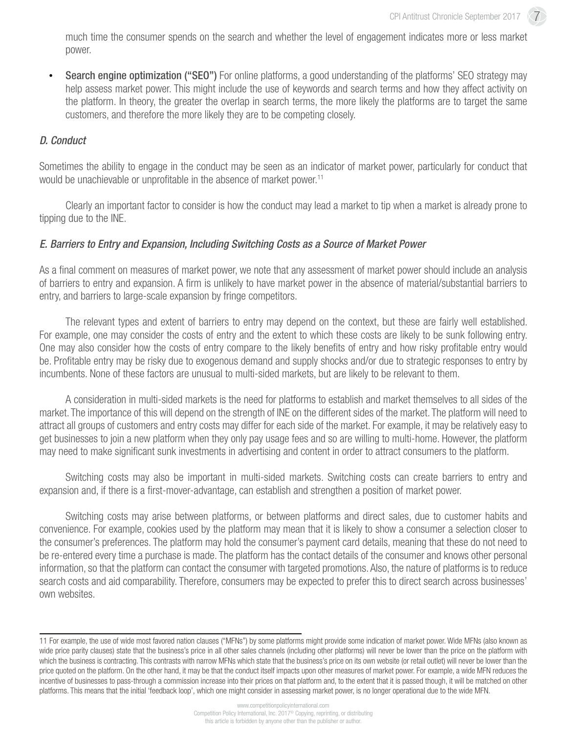much time the consumer spends on the search and whether the level of engagement indicates more or less market power.

- **Search engine optimization ("SEO")** For online platforms, a good understanding of the platforms' SEO strategy may help assess market power. This might include the use of keywords and search terms and how they affect activity on the platform. In theory, the greater the overlap in search terms, the more likely the platforms are to target the same customers, and therefore the more likely they are to be competing closely.

### *D. Conduct*

Sometimes the ability to engage in the conduct may be seen as an indicator of market power, particularly for conduct that would be unachievable or unprofitable in the absence of market power.[11]

Clearly an important factor to consider is how the conduct may lead a market to tip when a market is already prone to tipping due to the INE.

### *E. Barriers to Entry and Expansion, Including Switching Costs as a Source of Market Power*

As a final comment on measures of market power, we note that any assessment of market power should include an analysis of barriers to entry and expansion. A firm is unlikely to have market power in the absence of material/substantial barriers to entry, and barriers to large-scale expansion by fringe competitors.

The relevant types and extent of barriers to entry may depend on the context, but these are fairly well established. For example, one may consider the costs of entry and the extent to which these costs are likely to be sunk following entry. One may also consider how the costs of entry compare to the likely benefits of entry and how risky profitable entry would be. Profitable entry may be risky due to exogenous demand and supply shocks and/or due to strategic responses to entry by incumbents. None of these factors are unusual to multi-sided markets, but are likely to be relevant to them.

A consideration in multi-sided markets is the need for platforms to establish and market themselves to all sides of the market. The importance of this will depend on the strength of INE on the different sides of the market. The platform will need to attract all groups of customers and entry costs may differ for each side of the market. For example, it may be relatively easy to get businesses to join a new platform when they only pay usage fees and so are willing to multi-home. However, the platform may need to make significant sunk investments in advertising and content in order to attract consumers to the platform.

Switching costs may also be important in multi-sided markets. Switching costs can create barriers to entry and expansion and, if there is a first-mover-advantage, can establish and strengthen a position of market power.

Switching costs may arise between platforms, or between platforms and direct sales, due to customer habits and convenience. For example, cookies used by the platform may mean that it is likely to show a consumer a selection closer to the consumer's preferences. The platform may hold the consumer's payment card details, meaning that these do not need to be re-entered every time a purchase is made. The platform has the contact details of the consumer and knows other personal information, so that the platform can contact the consumer with targeted promotions. Also, the nature of platforms is to reduce search costs and aid comparability. Therefore, consumers may be expected to prefer this to direct search across businesses' own websites.

---

11 For example, the use of wide most favored nation clauses ("MFNs") by some platforms might provide some indication of market power. Wide MFNs (also known as wide price parity clauses) state that the business's price in all other sales channels (including other platforms) will never be lower than the price on the platform with which the business is contracting. This contrasts with narrow MFNs which state that the business's price on its own website (or retail outlet) will never be lower than the price quoted on the platform. On the other hand, it may be that the conduct itself impacts upon other measures of market power. For example, a wide MFN reduces the incentive of businesses to pass-through a commission increase into their prices on that platform and, to the extent that it is passed though, it will be matched on other platforms. This means that the initial 'feedback loop', which one might consider in assessing market power, is no longer operational due to the wide MFN.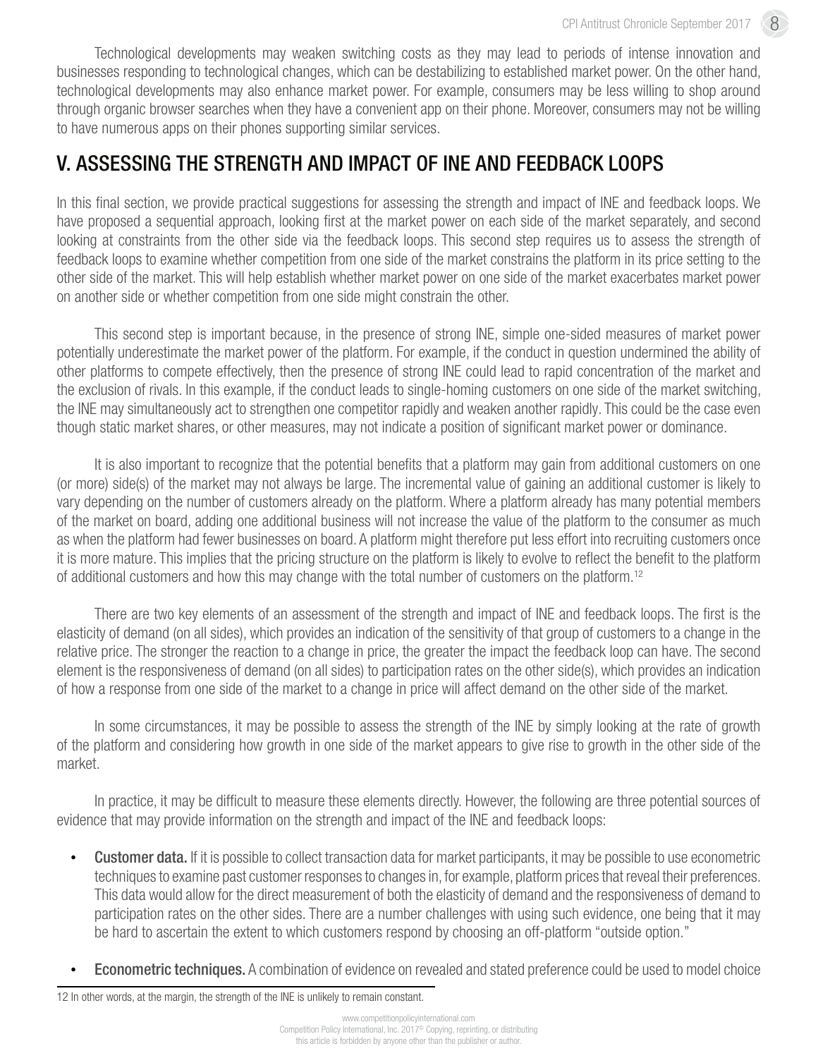Technological developments may weaken switching costs as they may lead to periods of intense innovation and businesses responding to technological changes, which can be destabilizing to established market power. On the other hand, technological developments may also enhance market power. For example, consumers may be less willing to shop around through organic browser searches when they have a convenient app on their phone. Moreover, consumers may not be willing to have numerous apps on their phones supporting similar services.

## V. ASSESSING THE STRENGTH AND IMPACT OF INE AND FEEDBACK LOOPS

In this final section, we provide practical suggestions for assessing the strength and impact of INE and feedback loops. We have proposed a sequential approach, looking first at the market power on each side of the market separately, and second looking at constraints from the other side via the feedback loops. This second step requires us to assess the strength of feedback loops to examine whether competition from one side of the market constrains the platform in its price setting to the other side of the market. This will help establish whether market power on one side of the market exacerbates market power on another side or whether competition from one side might constrain the other.

This second step is important because, in the presence of strong INE, simple one-sided measures of market power potentially underestimate the market power of the platform. For example, if the conduct in question undermined the ability of other platforms to compete effectively, then the presence of strong INE could lead to rapid concentration of the market and the exclusion of rivals. In this example, if the conduct leads to single-homing customers on one side of the market switching, the INE may simultaneously act to strengthen one competitor rapidly and weaken another rapidly. This could be the case even though static market shares, or other measures, may not indicate a position of significant market power or dominance.

It is also important to recognize that the potential benefits that a platform may gain from additional customers on one (or more) side(s) of the market may not always be large. The incremental value of gaining an additional customer is likely to vary depending on the number of customers already on the platform. Where a platform already has many potential members of the market on board, adding one additional business will not increase the value of the platform to the consumer as much as when the platform had fewer businesses on board. A platform might therefore put less effort into recruiting customers once it is more mature. This implies that the pricing structure on the platform is likely to evolve to reflect the benefit to the platform of additional customers and how this may change with the total number of customers on the platform.[12]

There are two key elements of an assessment of the strength and impact of INE and feedback loops. The first is the elasticity of demand (on all sides), which provides an indication of the sensitivity of that group of customers to a change in the relative price. The stronger the reaction to a change in price, the greater the impact the feedback loop can have. The second element is the responsiveness of demand (on all sides) to participation rates on the other side(s), which provides an indication of how a response from one side of the market to a change in price will affect demand on the other side of the market.

In some circumstances, it may be possible to assess the strength of the INE by simply looking at the rate of growth of the platform and considering how growth in one side of the market appears to give rise to growth in the other side of the market.

In practice, it may be difficult to measure these elements directly. However, the following are three potential sources of evidence that may provide information on the strength and impact of the INE and feedback loops:

- **Customer data.** If it is possible to collect transaction data for market participants, it may be possible to use econometric techniques to examine past customer responses to changes in, for example, platform prices that reveal their preferences. This data would allow for the direct measurement of both the elasticity of demand and the responsiveness of demand to participation rates on the other sides. There are a number challenges with using such evidence, one being that it may be hard to ascertain the extent to which customers respond by choosing an off-platform "outside option."
- **Econometric techniques.** A combination of evidence on revealed and stated preference could be used to model choice

12 In other words, at the margin, the strength of the INE is unlikely to remain constant.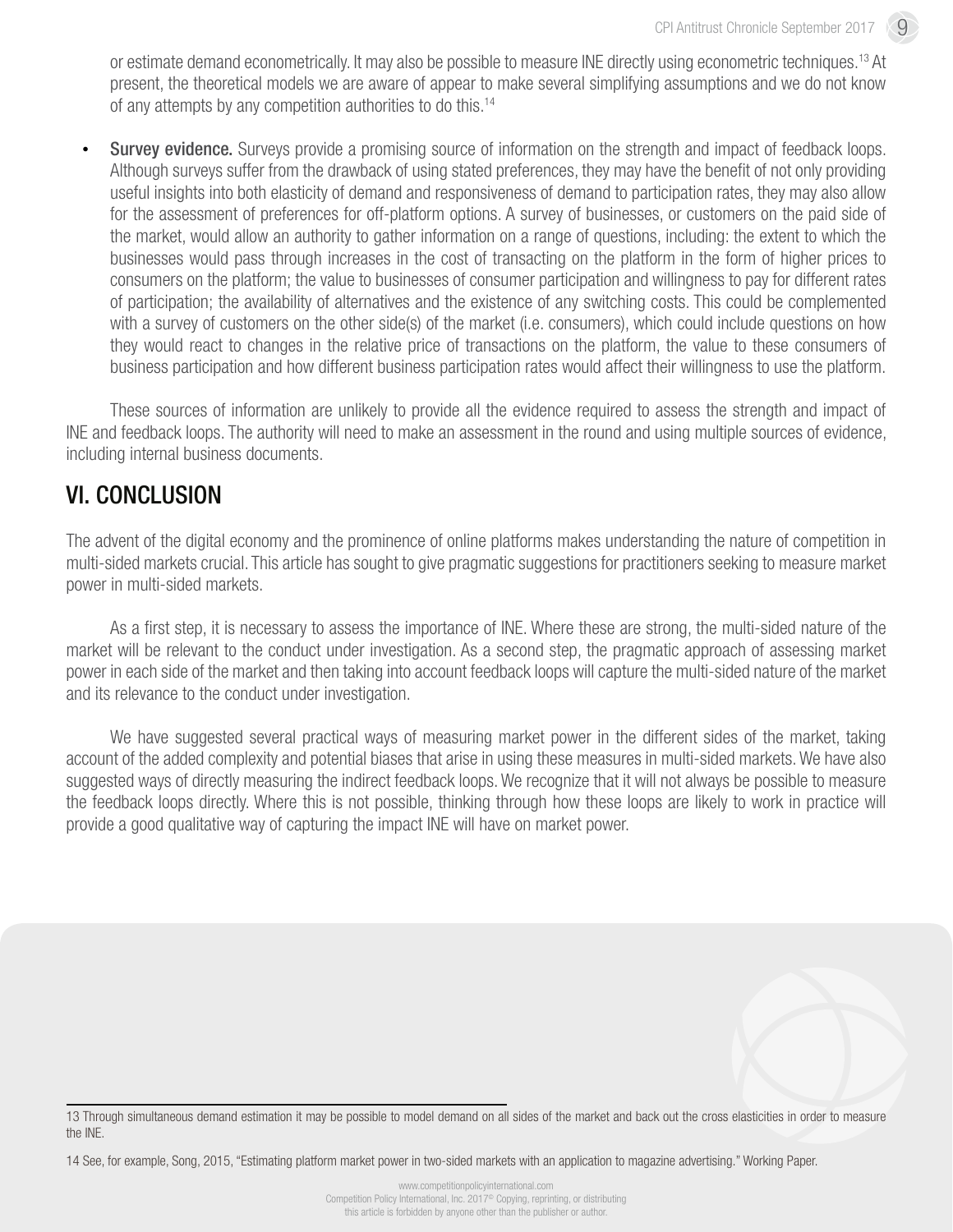or estimate demand econometrically. It may also be possible to measure INE directly using econometric techniques.[13] At present, the theoretical models we are aware of appear to make several simplifying assumptions and we do not know of any attempts by any competition authorities to do this.[14]

- **Survey evidence.** Surveys provide a promising source of information on the strength and impact of feedback loops. Although surveys suffer from the drawback of using stated preferences, they may have the benefit of not only providing useful insights into both elasticity of demand and responsiveness of demand to participation rates, they may also allow for the assessment of preferences for off-platform options. A survey of businesses, or customers on the paid side of the market, would allow an authority to gather information on a range of questions, including: the extent to which the businesses would pass through increases in the cost of transacting on the platform in the form of higher prices to consumers on the platform; the value to businesses of consumer participation and willingness to pay for different rates of participation; the availability of alternatives and the existence of any switching costs. This could be complemented with a survey of customers on the other side(s) of the market (i.e. consumers), which could include questions on how they would react to changes in the relative price of transactions on the platform, the value to these consumers of business participation and how different business participation rates would affect their willingness to use the platform.

These sources of information are unlikely to provide all the evidence required to assess the strength and impact of INE and feedback loops. The authority will need to make an assessment in the round and using multiple sources of evidence, including internal business documents.

## VI. CONCLUSION

The advent of the digital economy and the prominence of online platforms makes understanding the nature of competition in multi-sided markets crucial. This article has sought to give pragmatic suggestions for practitioners seeking to measure market power in multi-sided markets.

As a first step, it is necessary to assess the importance of INE. Where these are strong, the multi-sided nature of the market will be relevant to the conduct under investigation. As a second step, the pragmatic approach of assessing market power in each side of the market and then taking into account feedback loops will capture the multi-sided nature of the market and its relevance to the conduct under investigation.

We have suggested several practical ways of measuring market power in the different sides of the market, taking account of the added complexity and potential biases that arise in using these measures in multi-sided markets. We have also suggested ways of directly measuring the indirect feedback loops. We recognize that it will not always be possible to measure the feedback loops directly. Where this is not possible, thinking through how these loops are likely to work in practice will provide a good qualitative way of capturing the impact INE will have on market power.

---

13 Through simultaneous demand estimation it may be possible to model demand on all sides of the market and back out the cross elasticities in order to measure the INE.

14 See, for example, Song, 2015, "Estimating platform market power in two-sided markets with an application to magazine advertising." Working Paper.